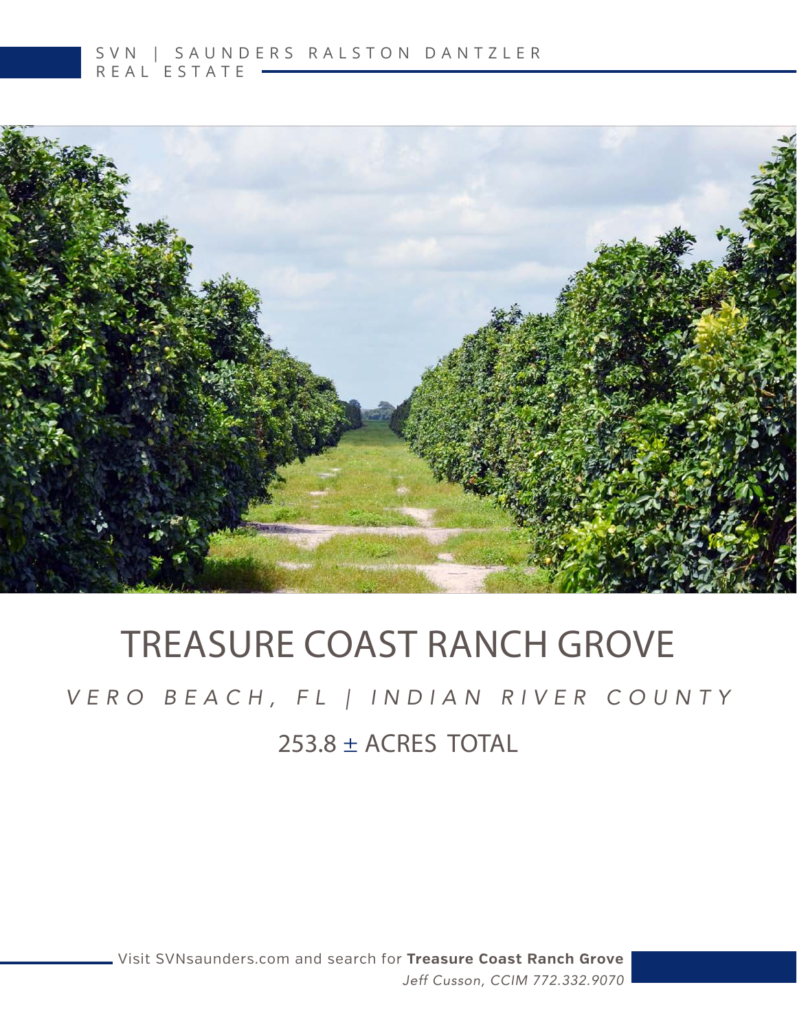SVN | SAUNDERS RALSTON DANTZLER REAL ESTATE

# TREASURE COAST RANCH GROVE

*VERO BEACH, FL | INDIAN RIVER COUNTY*

253.8 ± ACRES TOTAL

Visit SVNsaunders.com and search for **Treasure Coast Ranch Grove**

*Jeff Cusson, CCIM 772.332.9070*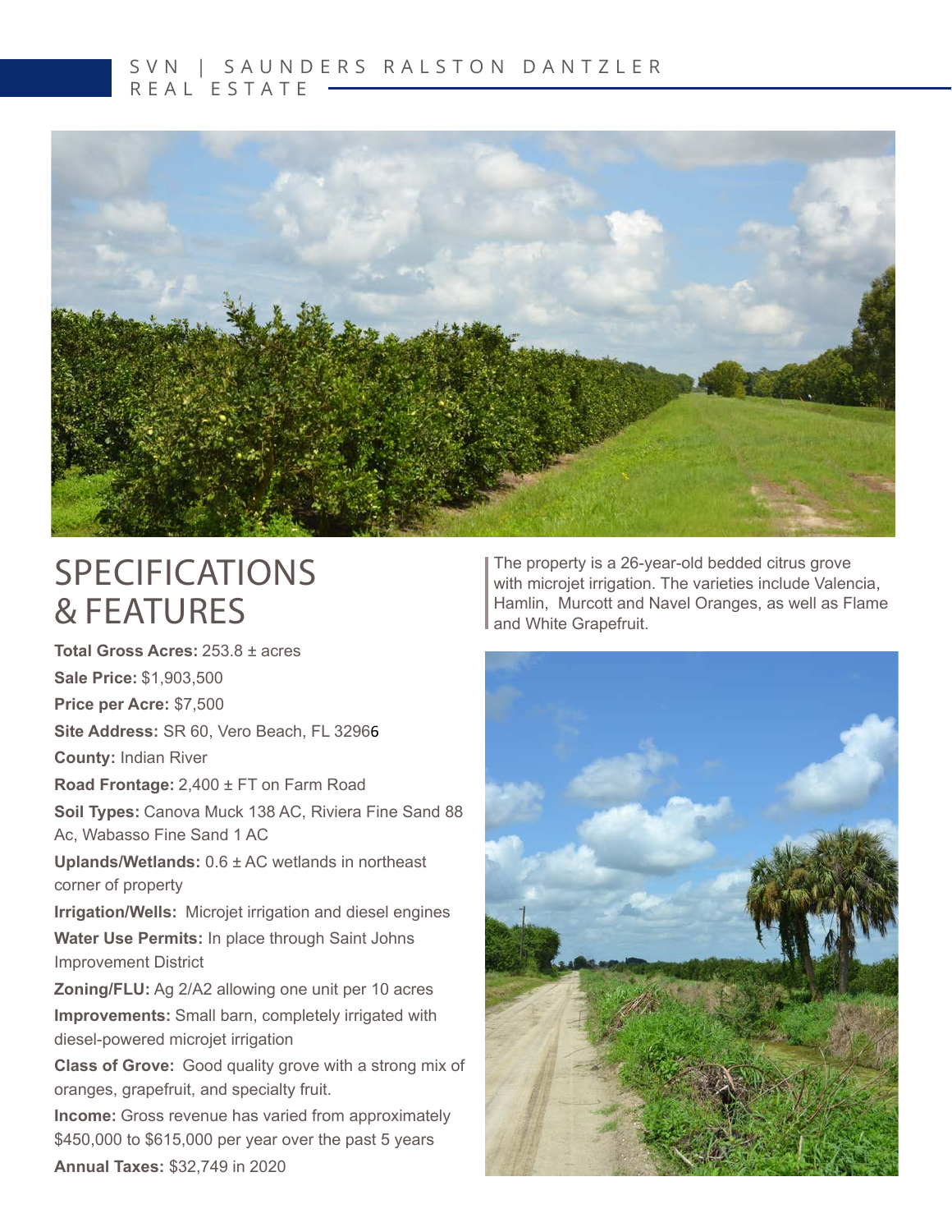# SPECIFICATIONS & FEATURES

**Total Gross Acres:** 253.8 ± acres

**Sale Price:** $1,903,500

**Price per Acre:** $7,500

**Site Address:** SR 60, Vero Beach, FL 32966

**County:** Indian River

**Road Frontage:** 2,400 ± FT on Farm Road

**Soil Types:** Canova Muck 138 AC, Riviera Fine Sand 88 Ac, Wabasso Fine Sand 1 AC

**Uplands/Wetlands:** 0.6 ± AC wetlands in northeast corner of property

**Irrigation/Wells:** Microjet irrigation and diesel engines

**Water Use Permits:** In place through Saint Johns Improvement District

**Zoning/FLU:** Ag 2/A2 allowing one unit per 10 acres

**Improvements:** Small barn, completely irrigated with diesel-powered microjet irrigation

**Class of Grove:** Good quality grove with a strong mix of oranges, grapefruit, and specialty fruit.

**Income:** Gross revenue has varied from approximately $450,000 to $615,000 per year over the past 5 years

**Annual Taxes:** $32,749 in 2020

The property is a 26-year-old bedded citrus grove with microjet irrigation. The varieties include Valencia, Hamlin, Murcott and Navel Oranges, as well as Flame and White Grapefruit.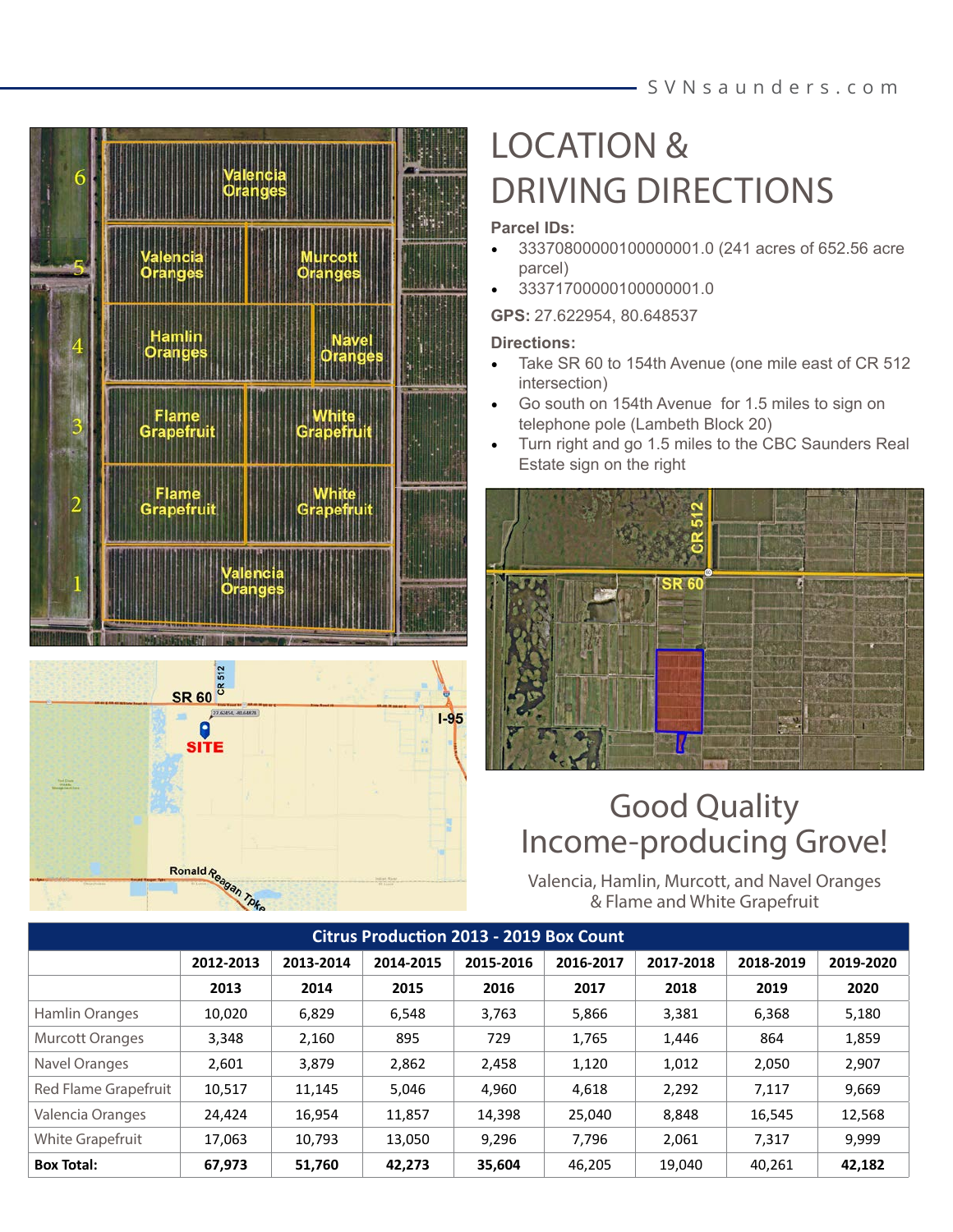# LOCATION & DRIVING DIRECTIONS

**Parcel IDs:**

- 33370800000100000001.0 (241 acres of 652.56 acre parcel)
- 33371700000100000001.0

**GPS:** 27.622954, 80.648537

**Directions:**

- Take SR 60 to 154th Avenue (one mile east of CR 512 intersection)
- Go south on 154th Avenue for 1.5 miles to sign on telephone pole (Lambeth Block 20)
- Turn right and go 1.5 miles to the CBC Saunders Real Estate sign on the right

## Good Quality Income-producing Grove!

Valencia, Hamlin, Murcott, and Navel Oranges & Flame and White Grapefruit

| Citrus Production 2013 - 2019 Box Count | | | | | | | | |
|---|---|---|---|---|---|---|---|---|
| | **2012-2013** | **2013-2014** | **2014-2015** | **2015-2016** | **2016-2017** | **2017-2018** | **2018-2019** | **2019-2020** |
| | **2013** | **2014** | **2015** | **2016** | **2017** | **2018** | **2019** | **2020** |
| Hamlin Oranges | 10,020 | 6,829 | 6,548 | 3,763 | 5,866 | 3,381 | 6,368 | 5,180 |
| Murcott Oranges | 3,348 | 2,160 | 895 | 729 | 1,765 | 1,446 | 864 | 1,859 |
| Navel Oranges | 2,601 | 3,879 | 2,862 | 2,458 | 1,120 | 1,012 | 2,050 | 2,907 |
| Red Flame Grapefruit | 10,517 | 11,145 | 5,046 | 4,960 | 4,618 | 2,292 | 7,117 | 9,669 |
| Valencia Oranges | 24,424 | 16,954 | 11,857 | 14,398 | 25,040 | 8,848 | 16,545 | 12,568 |
| White Grapefruit | 17,063 | 10,793 | 13,050 | 9,296 | 7,796 | 2,061 | 7,317 | 9,999 |
| **Box Total:** | **67,973** | **51,760** | **42,273** | **35,604** | 46,205 | 19,040 | 40,261 | **42,182** |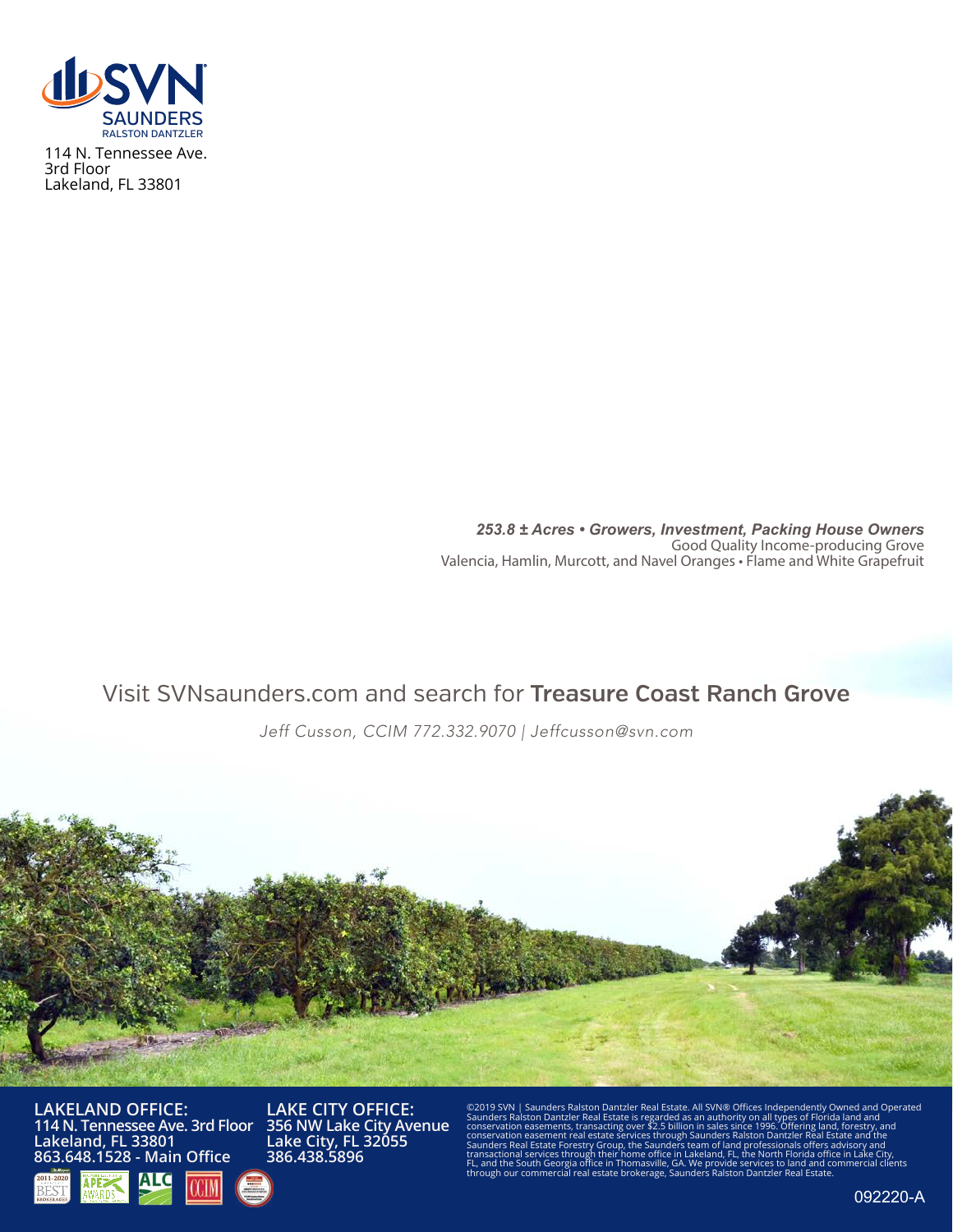SVN SAUNDERS RALSTON DANTZLER

114 N. Tennessee Ave.
3rd Floor
Lakeland, FL 33801

***253.8 ± Acres • Growers, Investment, Packing House Owners***
Good Quality Income-producing Grove
Valencia, Hamlin, Murcott, and Navel Oranges • Flame and White Grapefruit

Visit SVNsaunders.com and search for **Treasure Coast Ranch Grove**

*Jeff Cusson, CCIM 772.332.9070 | Jeffcusson@svn.com*

**LAKELAND OFFICE:**
**114 N. Tennessee Ave. 3rd Floor**
**Lakeland, FL 33801**
**863.648.1528 - Main Office**

**LAKE CITY OFFICE:**
**356 NW Lake City Avenue**
**Lake City, FL 32055**
**386.438.5896**

©2019 SVN | Saunders Ralston Dantzler Real Estate. All SVN® Offices Independently Owned and Operated Saunders Ralston Dantzler Real Estate is regarded as an authority on all types of Florida land and conservation easements, transacting over $2.5 billion in sales since 1996. Offering land, forestry, and conservation easement real estate services through Saunders Ralston Dantzler Real Estate and the Saunders Real Estate Forestry Group, the Saunders team of land professionals offers advisory and transactional services through their home office in Lakeland, FL, the North Florida office in Lake City, FL, and the South Georgia office in Thomasville, GA. We provide services to land and commercial clients through our commercial real estate brokerage, Saunders Ralston Dantzler Real Estate.

092220-A